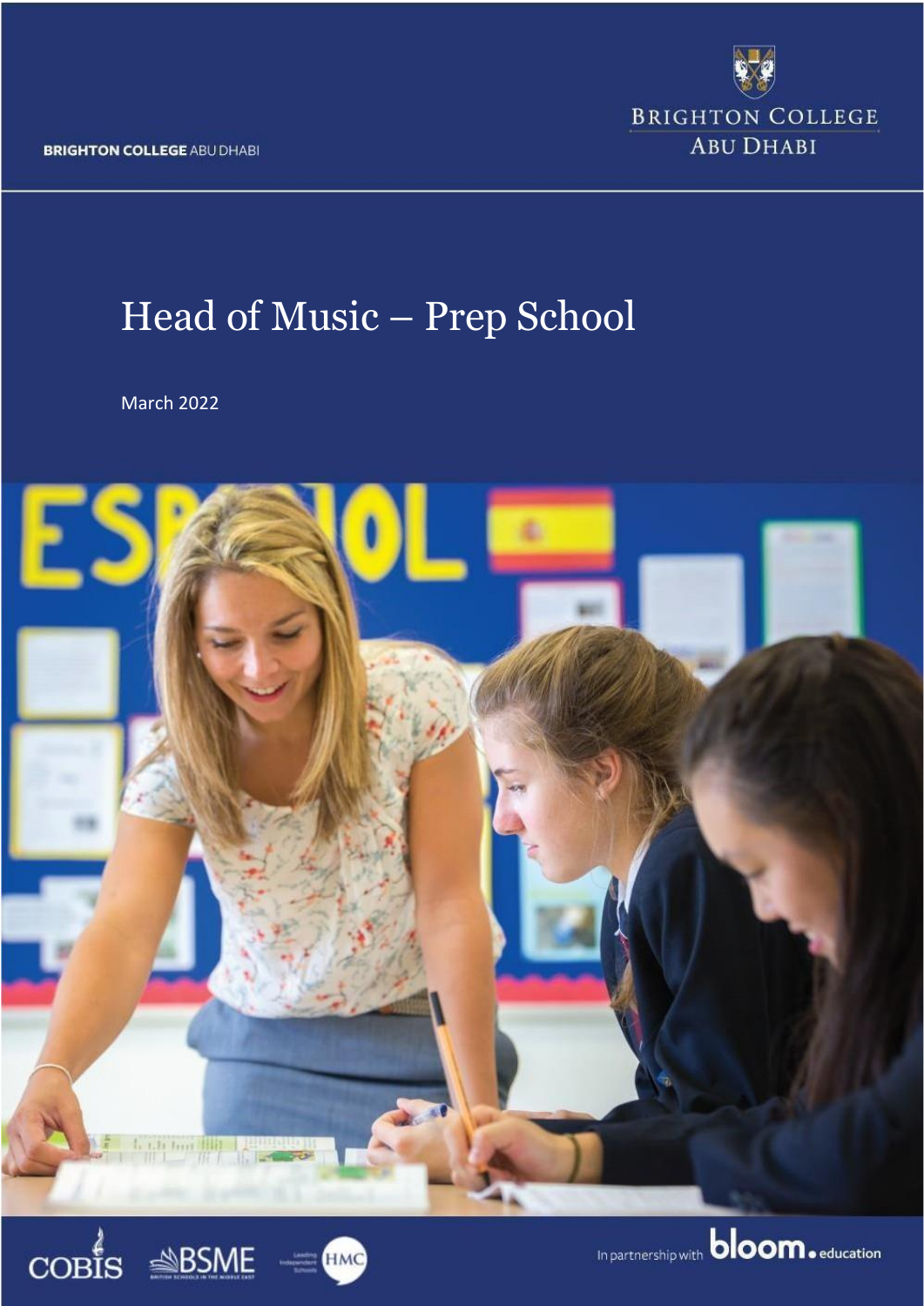BRIGHTON COLLEGE ABU DHABI

BRIGHTON COLLEGE ABU DHABI

# Head of Music – Prep School

March 2022

COBIS BSME HMC

In partnership with bloom.education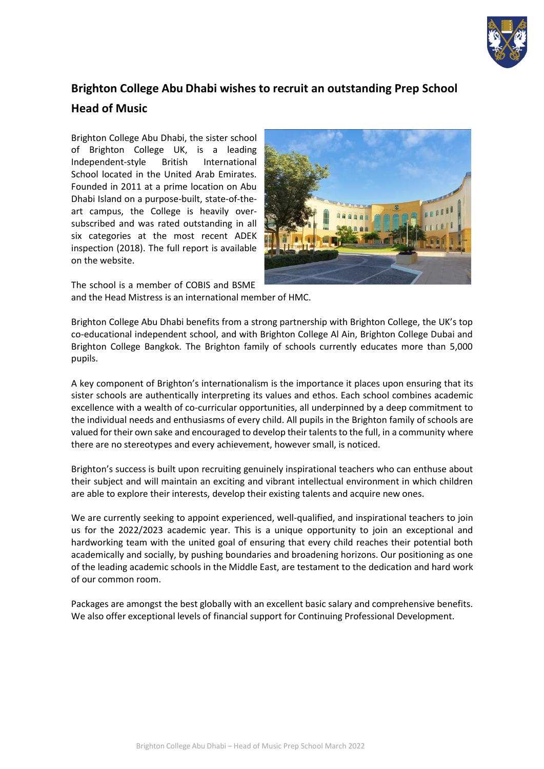## Brighton College Abu Dhabi wishes to recruit an outstanding Prep School Head of Music

Brighton College Abu Dhabi, the sister school of Brighton College UK, is a leading Independent-style British International School located in the United Arab Emirates. Founded in 2011 at a prime location on Abu Dhabi Island on a purpose-built, state-of-the-art campus, the College is heavily over-subscribed and was rated outstanding in all six categories at the most recent ADEK inspection (2018). The full report is available on the website.

The school is a member of COBIS and BSME and the Head Mistress is an international member of HMC.

Brighton College Abu Dhabi benefits from a strong partnership with Brighton College, the UK's top co-educational independent school, and with Brighton College Al Ain, Brighton College Dubai and Brighton College Bangkok. The Brighton family of schools currently educates more than 5,000 pupils.

A key component of Brighton's internationalism is the importance it places upon ensuring that its sister schools are authentically interpreting its values and ethos. Each school combines academic excellence with a wealth of co-curricular opportunities, all underpinned by a deep commitment to the individual needs and enthusiasms of every child. All pupils in the Brighton family of schools are valued for their own sake and encouraged to develop their talents to the full, in a community where there are no stereotypes and every achievement, however small, is noticed.

Brighton's success is built upon recruiting genuinely inspirational teachers who can enthuse about their subject and will maintain an exciting and vibrant intellectual environment in which children are able to explore their interests, develop their existing talents and acquire new ones.

We are currently seeking to appoint experienced, well-qualified, and inspirational teachers to join us for the 2022/2023 academic year. This is a unique opportunity to join an exceptional and hardworking team with the united goal of ensuring that every child reaches their potential both academically and socially, by pushing boundaries and broadening horizons. Our positioning as one of the leading academic schools in the Middle East, are testament to the dedication and hard work of our common room.

Packages are amongst the best globally with an excellent basic salary and comprehensive benefits. We also offer exceptional levels of financial support for Continuing Professional Development.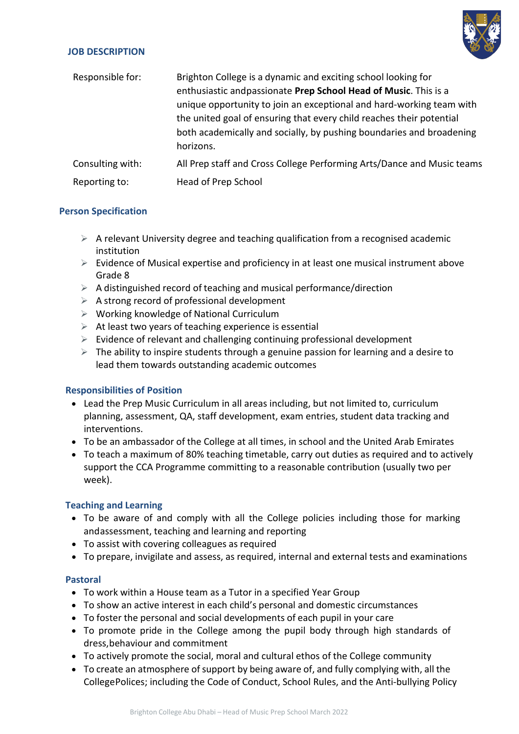## JOB DESCRIPTION

| | |
|---|---|
| Responsible for: | Brighton College is a dynamic and exciting school looking for enthusiastic andpassionate **Prep School Head of Music**. This is a unique opportunity to join an exceptional and hard-working team with the united goal of ensuring that every child reaches their potential both academically and socially, by pushing boundaries and broadening horizons. |
| Consulting with: | All Prep staff and Cross College Performing Arts/Dance and Music teams |
| Reporting to: | Head of Prep School |

### Person Specification

- A relevant University degree and teaching qualification from a recognised academic institution
- Evidence of Musical expertise and proficiency in at least one musical instrument above Grade 8
- A distinguished record of teaching and musical performance/direction
- A strong record of professional development
- Working knowledge of National Curriculum
- At least two years of teaching experience is essential
- Evidence of relevant and challenging continuing professional development
- The ability to inspire students through a genuine passion for learning and a desire to lead them towards outstanding academic outcomes

### Responsibilities of Position

- Lead the Prep Music Curriculum in all areas including, but not limited to, curriculum planning, assessment, QA, staff development, exam entries, student data tracking and interventions.
- To be an ambassador of the College at all times, in school and the United Arab Emirates
- To teach a maximum of 80% teaching timetable, carry out duties as required and to actively support the CCA Programme committing to a reasonable contribution (usually two per week).

### Teaching and Learning

- To be aware of and comply with all the College policies including those for marking andassessment, teaching and learning and reporting
- To assist with covering colleagues as required
- To prepare, invigilate and assess, as required, internal and external tests and examinations

### Pastoral

- To work within a House team as a Tutor in a specified Year Group
- To show an active interest in each child's personal and domestic circumstances
- To foster the personal and social developments of each pupil in your care
- To promote pride in the College among the pupil body through high standards of dress,behaviour and commitment
- To actively promote the social, moral and cultural ethos of the College community
- To create an atmosphere of support by being aware of, and fully complying with, all the CollegePolices; including the Code of Conduct, School Rules, and the Anti-bullying Policy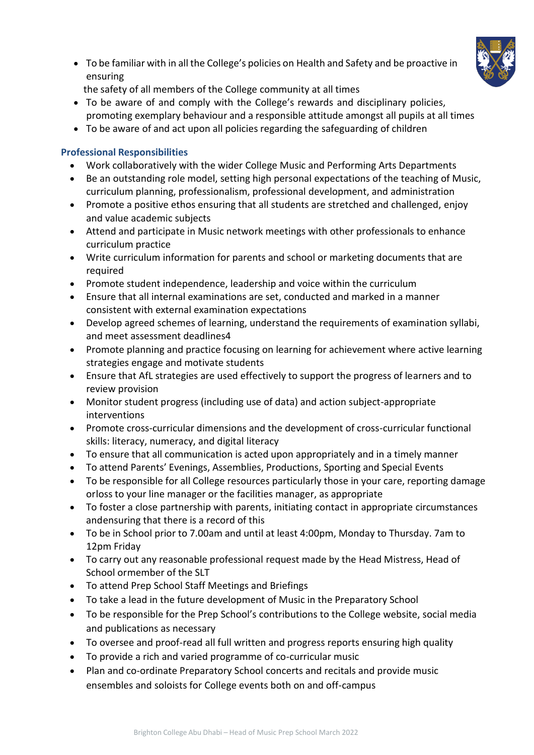- To be familiar with in all the College's policies on Health and Safety and be proactive in ensuring the safety of all members of the College community at all times
- To be aware of and comply with the College's rewards and disciplinary policies, promoting exemplary behaviour and a responsible attitude amongst all pupils at all times
- To be aware of and act upon all policies regarding the safeguarding of children

### Professional Responsibilities

- Work collaboratively with the wider College Music and Performing Arts Departments
- Be an outstanding role model, setting high personal expectations of the teaching of Music, curriculum planning, professionalism, professional development, and administration
- Promote a positive ethos ensuring that all students are stretched and challenged, enjoy and value academic subjects
- Attend and participate in Music network meetings with other professionals to enhance curriculum practice
- Write curriculum information for parents and school or marketing documents that are required
- Promote student independence, leadership and voice within the curriculum
- Ensure that all internal examinations are set, conducted and marked in a manner consistent with external examination expectations
- Develop agreed schemes of learning, understand the requirements of examination syllabi, and meet assessment deadlines4
- Promote planning and practice focusing on learning for achievement where active learning strategies engage and motivate students
- Ensure that AfL strategies are used effectively to support the progress of learners and to review provision
- Monitor student progress (including use of data) and action subject-appropriate interventions
- Promote cross-curricular dimensions and the development of cross-curricular functional skills: literacy, numeracy, and digital literacy
- To ensure that all communication is acted upon appropriately and in a timely manner
- To attend Parents' Evenings, Assemblies, Productions, Sporting and Special Events
- To be responsible for all College resources particularly those in your care, reporting damage orloss to your line manager or the facilities manager, as appropriate
- To foster a close partnership with parents, initiating contact in appropriate circumstances andensuring that there is a record of this
- To be in School prior to 7.00am and until at least 4:00pm, Monday to Thursday. 7am to 12pm Friday
- To carry out any reasonable professional request made by the Head Mistress, Head of School ormember of the SLT
- To attend Prep School Staff Meetings and Briefings
- To take a lead in the future development of Music in the Preparatory School
- To be responsible for the Prep School's contributions to the College website, social media and publications as necessary
- To oversee and proof-read all full written and progress reports ensuring high quality
- To provide a rich and varied programme of co-curricular music
- Plan and co-ordinate Preparatory School concerts and recitals and provide music ensembles and soloists for College events both on and off-campus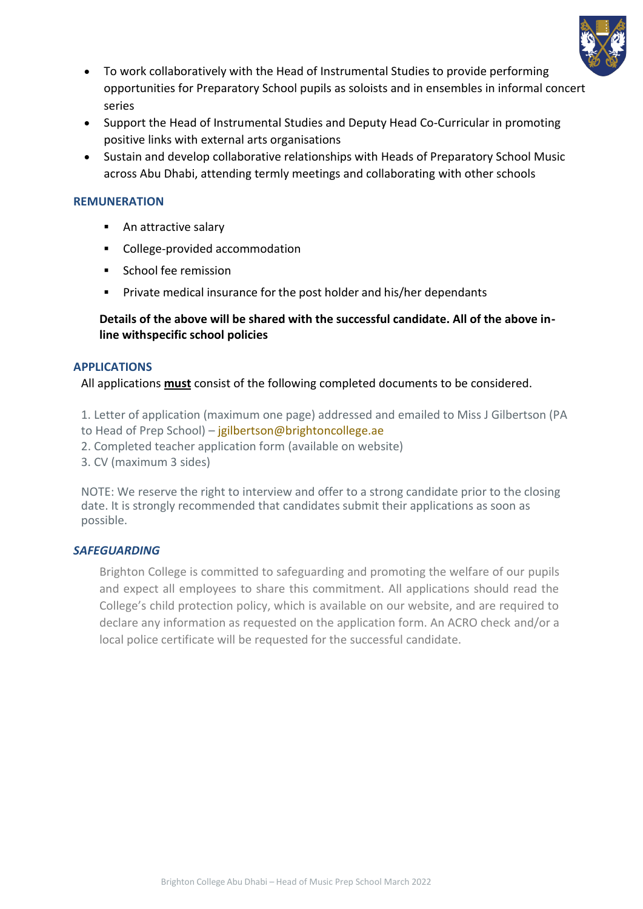- To work collaboratively with the Head of Instrumental Studies to provide performing opportunities for Preparatory School pupils as soloists and in ensembles in informal concert series
- Support the Head of Instrumental Studies and Deputy Head Co-Curricular in promoting positive links with external arts organisations
- Sustain and develop collaborative relationships with Heads of Preparatory School Music across Abu Dhabi, attending termly meetings and collaborating with other schools

## REMUNERATION

- An attractive salary
- College-provided accommodation
- School fee remission
- Private medical insurance for the post holder and his/her dependants

**Details of the above will be shared with the successful candidate. All of the above in-line withspecific school policies**

## APPLICATIONS

All applications **must** consist of the following completed documents to be considered.

1. Letter of application (maximum one page) addressed and emailed to Miss J Gilbertson (PA to Head of Prep School) – jgilbertson@brightoncollege.ae
2. Completed teacher application form (available on website)
3. CV (maximum 3 sides)

NOTE: We reserve the right to interview and offer to a strong candidate prior to the closing date. It is strongly recommended that candidates submit their applications as soon as possible.

## *SAFEGUARDING*

Brighton College is committed to safeguarding and promoting the welfare of our pupils and expect all employees to share this commitment. All applications should read the College's child protection policy, which is available on our website, and are required to declare any information as requested on the application form. An ACRO check and/or a local police certificate will be requested for the successful candidate.